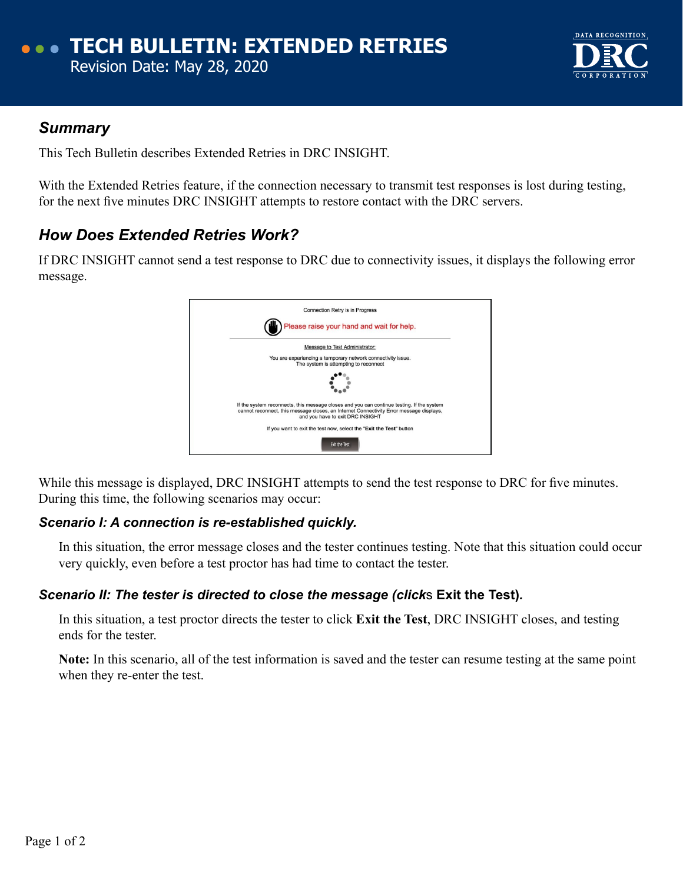# TECH BULLETIN: EXTENDED RETRIES

Revision Date: May 28, 2020

## Summary

This Tech Bulletin describes Extended Retries in DRC INSIGHT.

With the Extended Retries feature, if the connection necessary to transmit test responses is lost during testing, for the next five minutes DRC INSIGHT attempts to restore contact with the DRC servers.

## How Does Extended Retries Work?

If DRC INSIGHT cannot send a test response to DRC due to connectivity issues, it displays the following error message.

Connection Retry is in Progress

Please raise your hand and wait for help.

Message to Test Administrator:

You are experiencing a temporary network connectivity issue.
The system is attempting to reconnect

If the system reconnects, this message closes and you can continue testing. If the system cannot reconnect, this message closes, an Internet Connectivity Error message displays, and you have to exit DRC INSIGHT

If you want to exit the test now, select the "**Exit the Test**" button

Exit the Test

While this message is displayed, DRC INSIGHT attempts to send the test response to DRC for five minutes. During this time, the following scenarios may occur:

### Scenario I: A connection is re-established quickly.

In this situation, the error message closes and the tester continues testing. Note that this situation could occur very quickly, even before a test proctor has had time to contact the tester.

### Scenario II: The tester is directed to close the message (clicks **Exit the Test**).

In this situation, a test proctor directs the tester to click **Exit the Test**, DRC INSIGHT closes, and testing ends for the tester.

**Note:** In this scenario, all of the test information is saved and the tester can resume testing at the same point when they re-enter the test.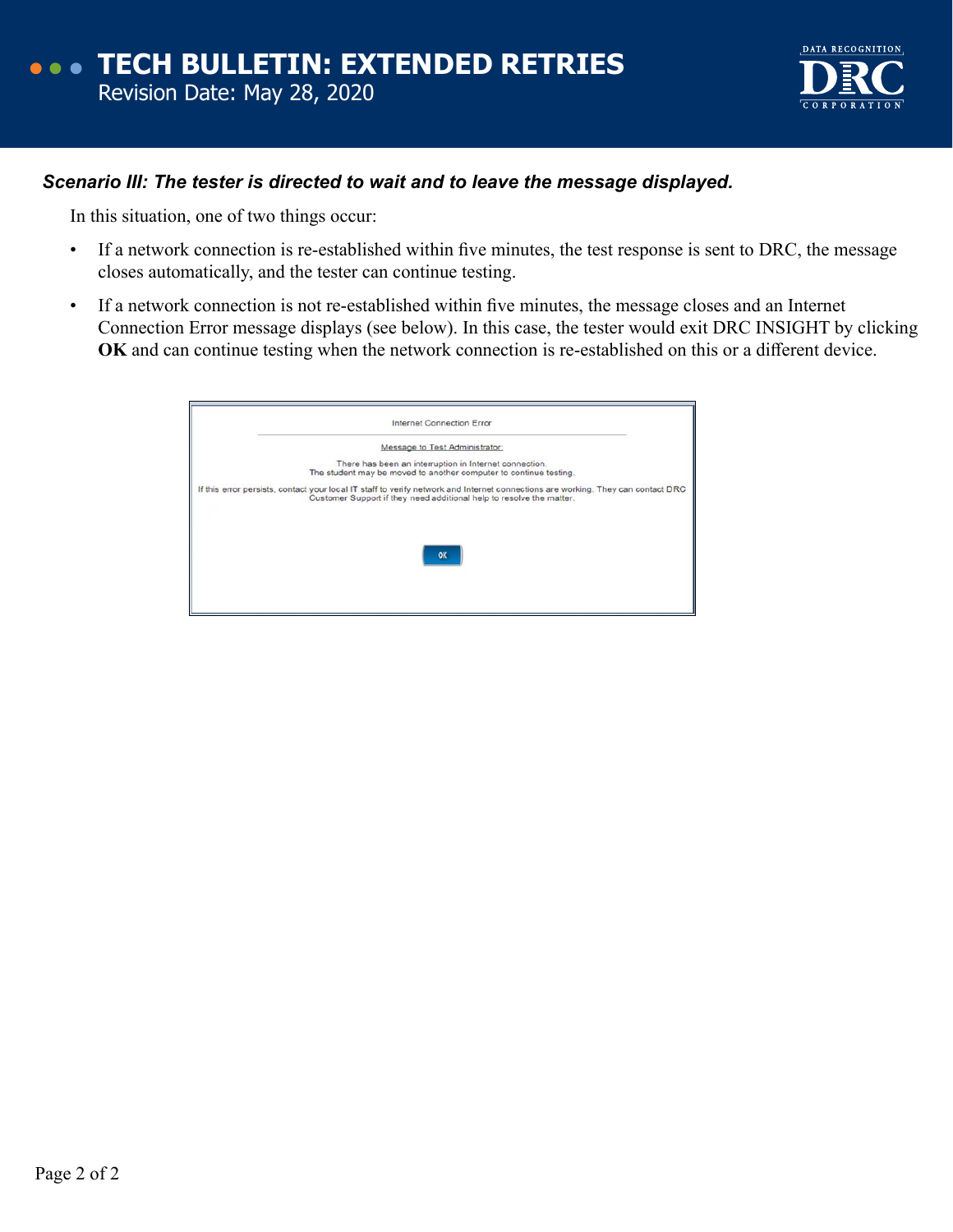# TECH BULLETIN: EXTENDED RETRIES

Revision Date: May 28, 2020

***Scenario III: The tester is directed to wait and to leave the message displayed.***

In this situation, one of two things occur:

- If a network connection is re-established within five minutes, the test response is sent to DRC, the message closes automatically, and the tester can continue testing.
- If a network connection is not re-established within five minutes, the message closes and an Internet Connection Error message displays (see below). In this case, the tester would exit DRC INSIGHT by clicking **OK** and can continue testing when the network connection is re-established on this or a different device.

Internet Connection Error

Message to Test Administrator:

There has been an interruption in Internet connection.
The student may be moved to another computer to continue testing.

If this error persists, contact your local IT staff to verify network and Internet connections are working. They can contact DRC Customer Support if they need additional help to resolve the matter.

OK